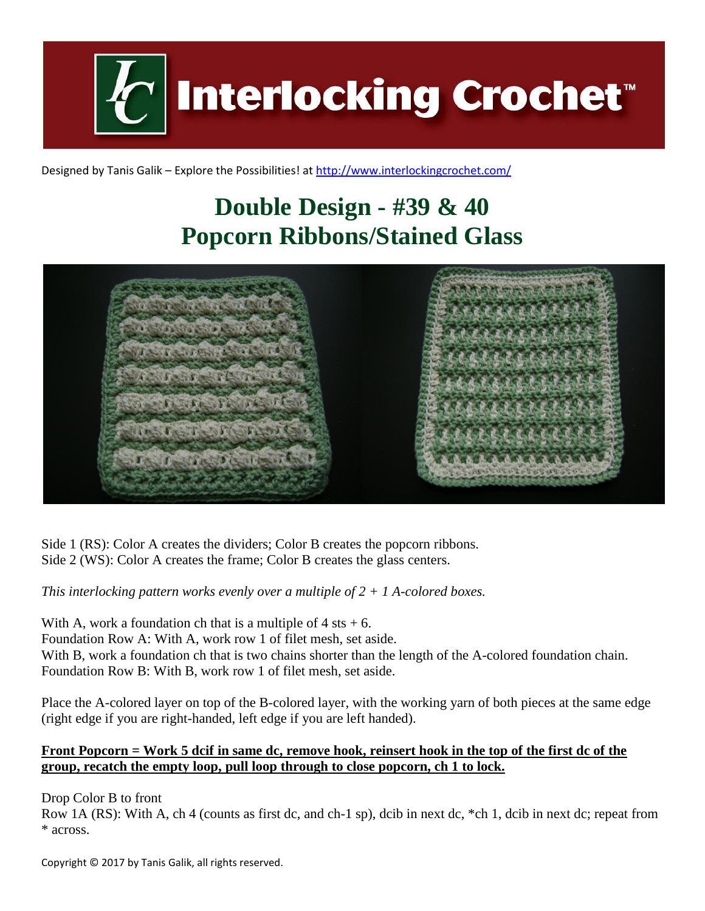Interlocking Crochet™

Designed by Tanis Galik – Explore the Possibilities! at http://www.interlockingcrochet.com/

# Double Design - #39 & 40
# Popcorn Ribbons/Stained Glass

Side 1 (RS): Color A creates the dividers; Color B creates the popcorn ribbons.
Side 2 (WS): Color A creates the frame; Color B creates the glass centers.

*This interlocking pattern works evenly over a multiple of 2 + 1 A-colored boxes.*

With A, work a foundation ch that is a multiple of 4 sts + 6.
Foundation Row A: With A, work row 1 of filet mesh, set aside.
With B, work a foundation ch that is two chains shorter than the length of the A-colored foundation chain.
Foundation Row B: With B, work row 1 of filet mesh, set aside.

Place the A-colored layer on top of the B-colored layer, with the working yarn of both pieces at the same edge (right edge if you are right-handed, left edge if you are left handed).

**Front Popcorn = Work 5 dcif in same dc, remove hook, reinsert hook in the top of the first dc of the group, recatch the empty loop, pull loop through to close popcorn, ch 1 to lock.**

Drop Color B to front
Row 1A (RS): With A, ch 4 (counts as first dc, and ch-1 sp), dcib in next dc, *ch 1, dcib in next dc; repeat from * across.

Copyright © 2017 by Tanis Galik, all rights reserved.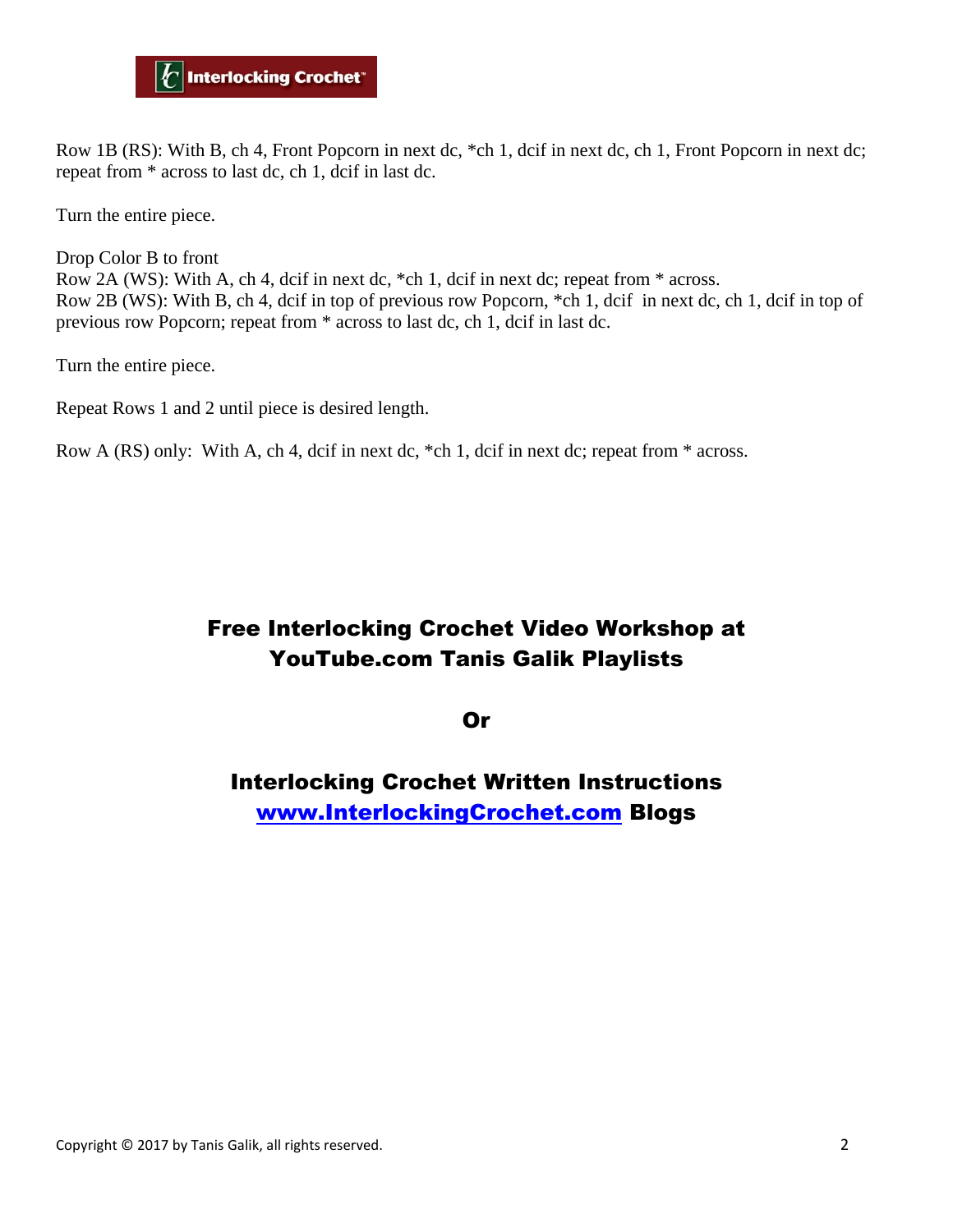Row 1B (RS): With B, ch 4, Front Popcorn in next dc, *ch 1, dcif in next dc, ch 1, Front Popcorn in next dc; repeat from * across to last dc, ch 1, dcif in last dc.

Turn the entire piece.

Drop Color B to front
Row 2A (WS): With A, ch 4, dcif in next dc, *ch 1, dcif in next dc; repeat from * across.
Row 2B (WS): With B, ch 4, dcif in top of previous row Popcorn, *ch 1, dcif in next dc, ch 1, dcif in top of previous row Popcorn; repeat from * across to last dc, ch 1, dcif in last dc.

Turn the entire piece.

Repeat Rows 1 and 2 until piece is desired length.

Row A (RS) only: With A, ch 4, dcif in next dc, *ch 1, dcif in next dc; repeat from * across.

**Free Interlocking Crochet Video Workshop at YouTube.com Tanis Galik Playlists**

**Or**

**Interlocking Crochet Written Instructions [www.InterlockingCrochet.com](http://www.InterlockingCrochet.com) Blogs**

Copyright © 2017 by Tanis Galik, all rights reserved.